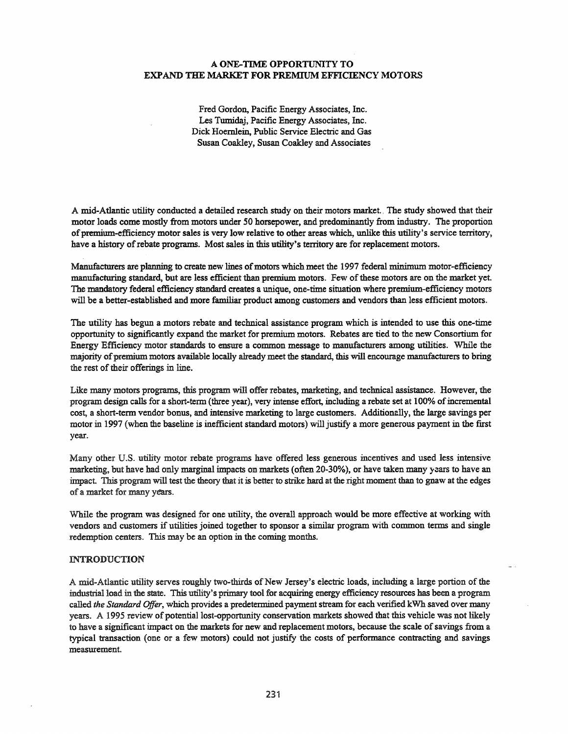# A ONE-TIME OPPORTUNITY TO EXPAND THE MARKET FOR PREMIUM EFFICIENCY MOTORS

Fred Gordon, Pacific Energy Associates, Inc.
Les Tumidaj, Pacific Energy Associates, Inc.
Dick Hoernlein, Public Service Electric and Gas
Susan Coakley, Susan Coakley and Associates

A mid-Atlantic utility conducted a detailed research study on their motors market. The study showed that their motor loads come mostly from motors under 50 horsepower, and predominantly from industry. The proportion of premium-efficiency motor sales is very low relative to other areas which, unlike this utility's service territory, have a history of rebate programs. Most sales in this utility's territory are for replacement motors.

Manufacturers are planning to create new lines of motors which meet the 1997 federal minimum motor-efficiency manufacturing standard, but are less efficient than premium motors. Few of these motors are on the market yet. The mandatory federal efficiency standard creates a unique, one-time situation where premium-efficiency motors will be a better-established and more familiar product among customers and vendors than less efficient motors.

The utility has begun a motors rebate and technical assistance program which is intended to use this one-time opportunity to significantly expand the market for premium motors. Rebates are tied to the new Consortium for Energy Efficiency motor standards to ensure a common message to manufacturers among utilities. While the majority of premium motors available locally already meet the standard, this will encourage manufacturers to bring the rest of their offerings in line.

Like many motors programs, this program will offer rebates, marketing, and technical assistance. However, the program design calls for a short-term (three year), very intense effort, including a rebate set at 100% of incremental cost, a short-term vendor bonus, and intensive marketing to large customers. Additionally, the large savings per motor in 1997 (when the baseline is inefficient standard motors) will justify a more generous payment in the first year.

Many other U.S. utility motor rebate programs have offered less generous incentives and used less intensive marketing, but have had only marginal impacts on markets (often 20-30%), or have taken many years to have an impact. This program will test the theory that it is better to strike hard at the right moment than to gnaw at the edges of a market for many years.

While the program was designed for one utility, the overall approach would be more effective at working with vendors and customers if utilities joined together to sponsor a similar program with common terms and single redemption centers. This may be an option in the coming months.

## INTRODUCTION

A mid-Atlantic utility serves roughly two-thirds of New Jersey's electric loads, including a large portion of the industrial load in the state. This utility's primary tool for acquiring energy efficiency resources has been a program called *the Standard Offer*, which provides a predetermined payment stream for each verified kWh saved over many years. A 1995 review of potential lost-opportunity conservation markets showed that this vehicle was not likely to have a significant impact on the markets for new and replacement motors, because the scale of savings from a typical transaction (one or a few motors) could not justify the costs of performance contracting and savings measurement.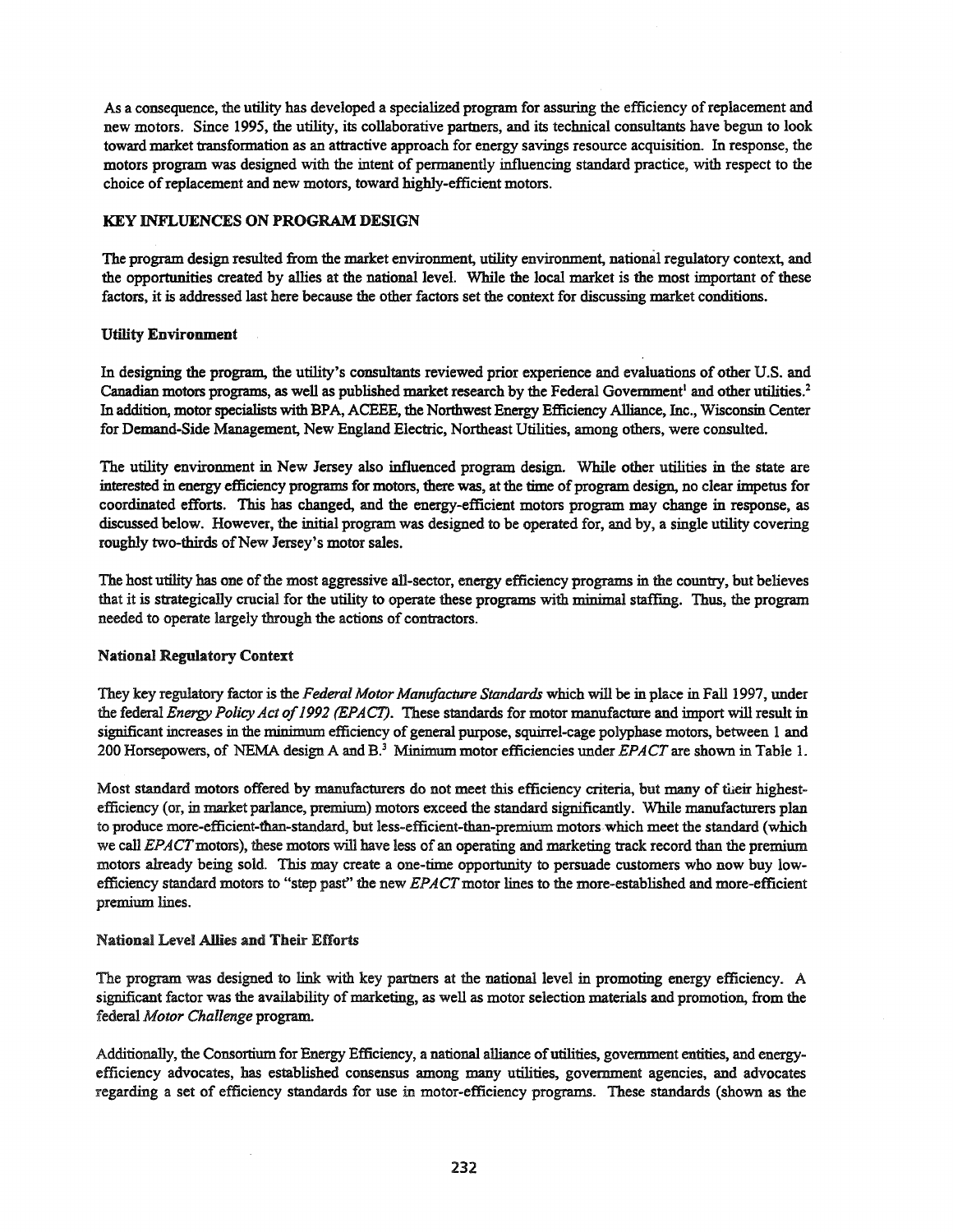As a consequence, the utility has developed a specialized program for assuring the efficiency of replacement and new motors. Since 1995, the utility, its collaborative partners, and its technical consultants have begun to look toward market transformation as an attractive approach for energy savings resource acquisition. In response, the motors program was designed with the intent of permanently influencing standard practice, with respect to the choice of replacement and new motors, toward highly-efficient motors.

## KEY INFLUENCES ON PROGRAM DESIGN

The program design resulted from the market environment, utility environment, national regulatory context, and the opportunities created by allies at the national level. While the local market is the most important of these factors, it is addressed last here because the other factors set the context for discussing market conditions.

### Utility Environment

In designing the program, the utility's consultants reviewed prior experience and evaluations of other U.S. and Canadian motors programs, as well as published market research by the Federal Government[1] and other utilities.[2] In addition, motor specialists with BPA, ACEEE, the Northwest Energy Efficiency Alliance, Inc., Wisconsin Center for Demand-Side Management, New England Electric, Northeast Utilities, among others, were consulted.

The utility environment in New Jersey also influenced program design. While other utilities in the state are interested in energy efficiency programs for motors, there was, at the time of program design, no clear impetus for coordinated efforts. This has changed, and the energy-efficient motors program may change in response, as discussed below. However, the initial program was designed to be operated for, and by, a single utility covering roughly two-thirds of New Jersey's motor sales.

The host utility has one of the most aggressive all-sector, energy efficiency programs in the country, but believes that it is strategically crucial for the utility to operate these programs with minimal staffing. Thus, the program needed to operate largely through the actions of contractors.

### National Regulatory Context

They key regulatory factor is the *Federal Motor Manufacture Standards* which will be in place in Fall 1997, under the federal *Energy Policy Act of 1992 (EPACT)*. These standards for motor manufacture and import will result in significant increases in the minimum efficiency of general purpose, squirrel-cage polyphase motors, between 1 and 200 Horsepowers, of NEMA design A and B.[3] Minimum motor efficiencies under *EPACT* are shown in Table 1.

Most standard motors offered by manufacturers do not meet this efficiency criteria, but many of their highest-efficiency (or, in market parlance, premium) motors exceed the standard significantly. While manufacturers plan to produce more-efficient-than-standard, but less-efficient-than-premium motors which meet the standard (which we call *EPACT* motors), these motors will have less of an operating and marketing track record than the premium motors already being sold. This may create a one-time opportunity to persuade customers who now buy low-efficiency standard motors to "step past" the new *EPACT* motor lines to the more-established and more-efficient premium lines.

### National Level Allies and Their Efforts

The program was designed to link with key partners at the national level in promoting energy efficiency. A significant factor was the availability of marketing, as well as motor selection materials and promotion, from the federal *Motor Challenge* program.

Additionally, the Consortium for Energy Efficiency, a national alliance of utilities, government entities, and energy-efficiency advocates, has established consensus among many utilities, government agencies, and advocates regarding a set of efficiency standards for use in motor-efficiency programs. These standards (shown as the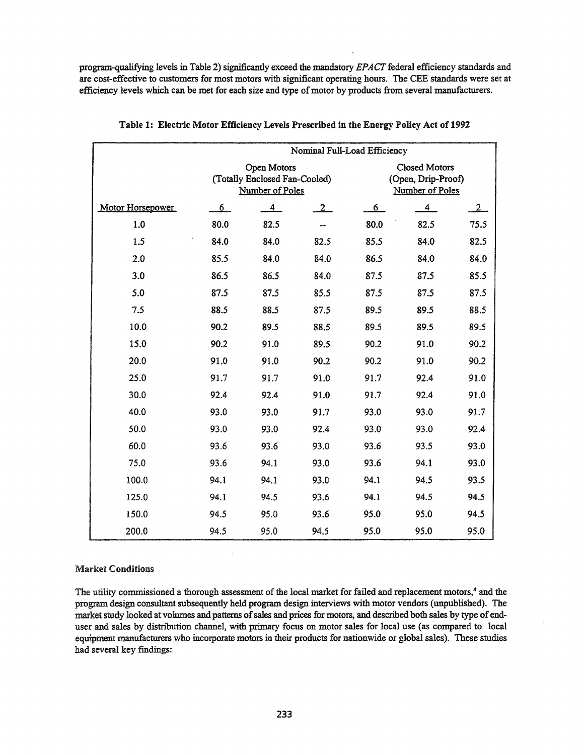program-qualifying levels in Table 2) significantly exceed the mandatory *EPACT* federal efficiency standards and are cost-effective to customers for most motors with significant operating hours. The CEE standards were set at efficiency levels which can be met for each size and type of motor by products from several manufacturers.

**Table 1: Electric Motor Efficiency Levels Prescribed in the Energy Policy Act of 1992**

| | Nominal Full-Load Efficiency | | | | | |
|---|---|---|---|---|---|---|
| | Open Motors (Totally Enclosed Fan-Cooled) Number of Poles | | | Closed Motors (Open, Drip-Proof) Number of Poles | | |
| Motor Horsepower | 6 | 4 | 2 | 6 | 4 | 2 |
| 1.0 | 80.0 | 82.5 | -- | 80.0 | 82.5 | 75.5 |
| 1.5 | 84.0 | 84.0 | 82.5 | 85.5 | 84.0 | 82.5 |
| 2.0 | 85.5 | 84.0 | 84.0 | 86.5 | 84.0 | 84.0 |
| 3.0 | 86.5 | 86.5 | 84.0 | 87.5 | 87.5 | 85.5 |
| 5.0 | 87.5 | 87.5 | 85.5 | 87.5 | 87.5 | 87.5 |
| 7.5 | 88.5 | 88.5 | 87.5 | 89.5 | 89.5 | 88.5 |
| 10.0 | 90.2 | 89.5 | 88.5 | 89.5 | 89.5 | 89.5 |
| 15.0 | 90.2 | 91.0 | 89.5 | 90.2 | 91.0 | 90.2 |
| 20.0 | 91.0 | 91.0 | 90.2 | 90.2 | 91.0 | 90.2 |
| 25.0 | 91.7 | 91.7 | 91.0 | 91.7 | 92.4 | 91.0 |
| 30.0 | 92.4 | 92.4 | 91.0 | 91.7 | 92.4 | 91.0 |
| 40.0 | 93.0 | 93.0 | 91.7 | 93.0 | 93.0 | 91.7 |
| 50.0 | 93.0 | 93.0 | 92.4 | 93.0 | 93.0 | 92.4 |
| 60.0 | 93.6 | 93.6 | 93.0 | 93.6 | 93.5 | 93.0 |
| 75.0 | 93.6 | 94.1 | 93.0 | 93.6 | 94.1 | 93.0 |
| 100.0 | 94.1 | 94.1 | 93.0 | 94.1 | 94.5 | 93.5 |
| 125.0 | 94.1 | 94.5 | 93.6 | 94.1 | 94.5 | 94.5 |
| 150.0 | 94.5 | 95.0 | 93.6 | 95.0 | 95.0 | 94.5 |
| 200.0 | 94.5 | 95.0 | 94.5 | 95.0 | 95.0 | 95.0 |

### Market Conditions

The utility commissioned a thorough assessment of the local market for failed and replacement motors,[4] and the program design consultant subsequently held program design interviews with motor vendors (unpublished). The market study looked at volumes and patterns of sales and prices for motors, and described both sales by type of end-user and sales by distribution channel, with primary focus on motor sales for local use (as compared to local equipment manufacturers who incorporate motors in their products for nationwide or global sales). These studies had several key findings: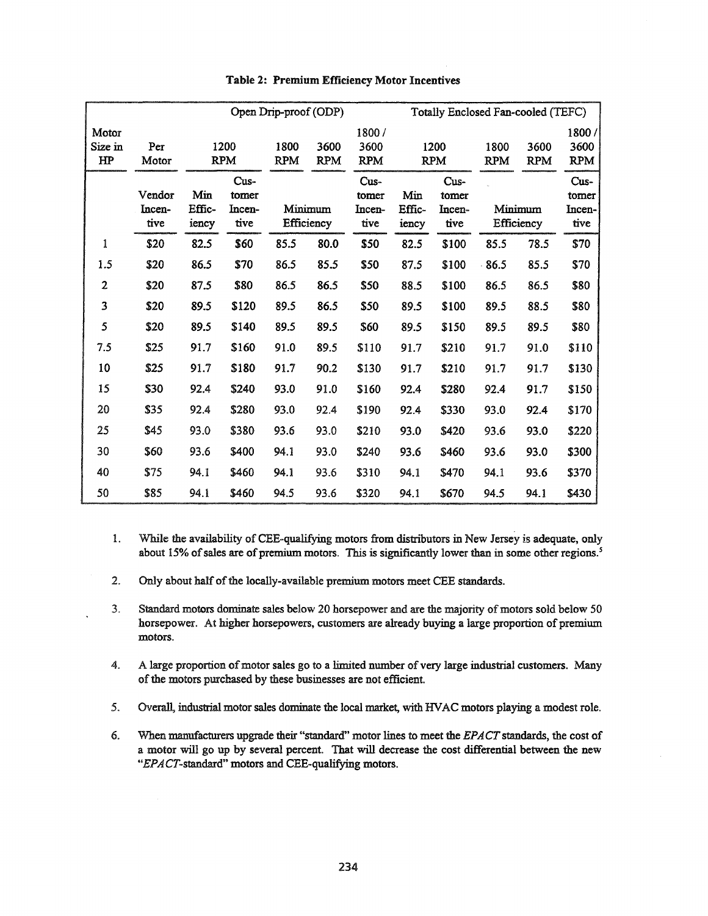**Table 2: Premium Efficiency Motor Incentives**

| | | Open Drip-proof (ODP) | | | | | Totally Enclosed Fan-cooled (TEFC) | | | | |
|---|---|---|---|---|---|---|---|---|---|---|---|
| Motor Size in HP | Per Motor | 1200 RPM | | 1800 RPM | 3600 RPM | 1800 / 3600 RPM | 1200 RPM | | 1800 RPM | 3600 RPM | 1800 / 3600 RPM |
| | Vendor Incentive | Min Efficiency | Customer Incentive | Minimum Efficiency | | Customer Incentive | Min Efficiency | Customer Incentive | Minimum Efficiency | | Customer Incentive |
| 1 | $20 | 82.5 | $60 | 85.5 | 80.0 | $50 | 82.5 | $100 | 85.5 | 78.5 | $70 |
| 1.5 | $20 | 86.5 | $70 | 86.5 | 85.5 | $50 | 87.5 | $100 | 86.5 | 85.5 | $70 |
| 2 | $20 | 87.5 | $80 | 86.5 | 86.5 | $50 | 88.5 | $100 | 86.5 | 86.5 | $80 |
| 3 | $20 | 89.5 | $120 | 89.5 | 86.5 | $50 | 89.5 | $100 | 89.5 | 88.5 | $80 |
| 5 | $20 | 89.5 | $140 | 89.5 | 89.5 | $60 | 89.5 | $150 | 89.5 | 89.5 | $80 |
| 7.5 | $25 | 91.7 | $160 | 91.0 | 89.5 | $110 | 91.7 | $210 | 91.7 | 91.0 | $110 |
| 10 | $25 | 91.7 | $180 | 91.7 | 90.2 | $130 | 91.7 | $210 | 91.7 | 91.7 | $130 |
| 15 | $30 | 92.4 | $240 | 93.0 | 91.0 | $160 | 92.4 | $280 | 92.4 | 91.7 | $150 |
| 20 | $35 | 92.4 | $280 | 93.0 | 92.4 | $190 | 92.4 | $330 | 93.0 | 92.4 | $170 |
| 25 | $45 | 93.0 | $380 | 93.6 | 93.0 | $210 | 93.0 | $420 | 93.6 | 93.0 | $220 |
| 30 | $60 | 93.6 | $400 | 94.1 | 93.0 | $240 | 93.6 | $460 | 93.6 | 93.0 | $300 |
| 40 | $75 | 94.1 | $460 | 94.1 | 93.6 | $310 | 94.1 | $470 | 94.1 | 93.6 | $370 |
| 50 | $85 | 94.1 | $460 | 94.5 | 93.6 | $320 | 94.1 | $670 | 94.5 | 94.1 | $430 |

1. While the availability of CEE-qualifying motors from distributors in New Jersey is adequate, only about 15% of sales are of premium motors. This is significantly lower than in some other regions.[5]

2. Only about half of the locally-available premium motors meet CEE standards.

3. Standard motors dominate sales below 20 horsepower and are the majority of motors sold below 50 horsepower. At higher horsepowers, customers are already buying a large proportion of premium motors.

4. A large proportion of motor sales go to a limited number of very large industrial customers. Many of the motors purchased by these businesses are not efficient.

5. Overall, industrial motor sales dominate the local market, with HVAC motors playing a modest role.

6. When manufacturers upgrade their "standard" motor lines to meet the *EPACT* standards, the cost of a motor will go up by several percent. That will decrease the cost differential between the new "*EPACT*-standard" motors and CEE-qualifying motors.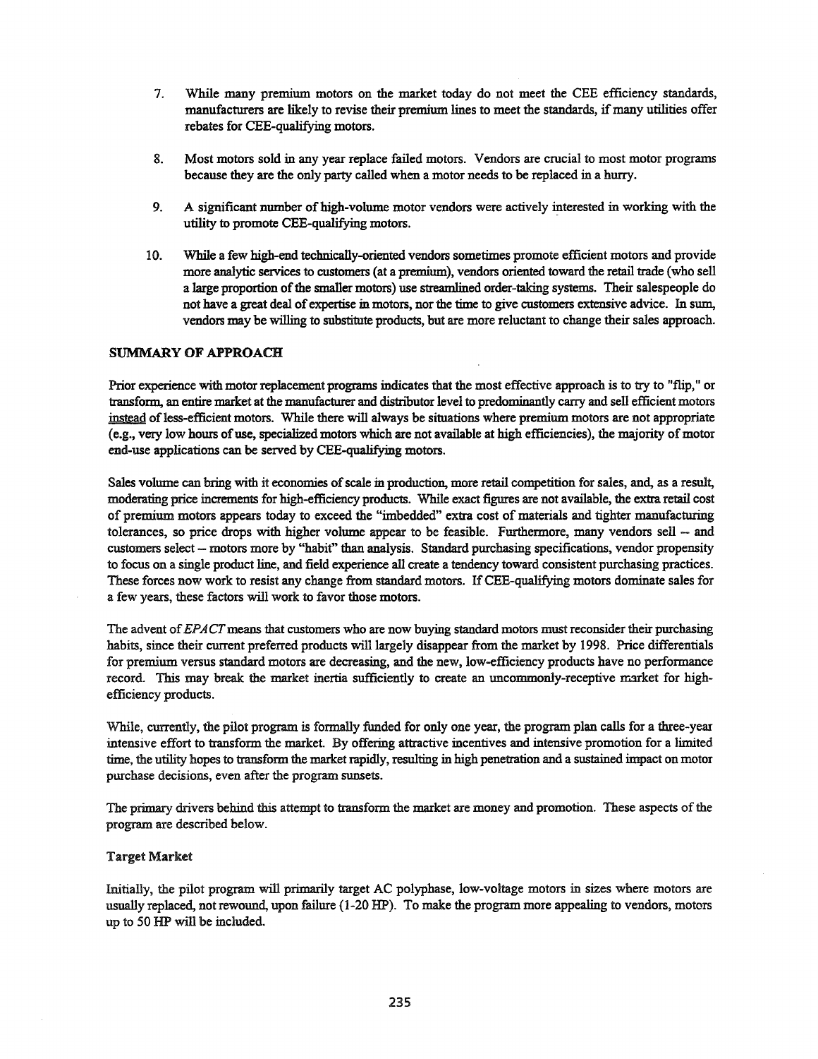7. While many premium motors on the market today do not meet the CEE efficiency standards, manufacturers are likely to revise their premium lines to meet the standards, if many utilities offer rebates for CEE-qualifying motors.

8. Most motors sold in any year replace failed motors. Vendors are crucial to most motor programs because they are the only party called when a motor needs to be replaced in a hurry.

9. A significant number of high-volume motor vendors were actively interested in working with the utility to promote CEE-qualifying motors.

10. While a few high-end technically-oriented vendors sometimes promote efficient motors and provide more analytic services to customers (at a premium), vendors oriented toward the retail trade (who sell a large proportion of the smaller motors) use streamlined order-taking systems. Their salespeople do not have a great deal of expertise in motors, nor the time to give customers extensive advice. In sum, vendors may be willing to substitute products, but are more reluctant to change their sales approach.

## SUMMARY OF APPROACH

Prior experience with motor replacement programs indicates that the most effective approach is to try to "flip," or transform, an entire market at the manufacturer and distributor level to predominantly carry and sell efficient motors instead of less-efficient motors. While there will always be situations where premium motors are not appropriate (e.g., very low hours of use, specialized motors which are not available at high efficiencies), the majority of motor end-use applications can be served by CEE-qualifying motors.

Sales volume can bring with it economies of scale in production, more retail competition for sales, and, as a result, moderating price increments for high-efficiency products. While exact figures are not available, the extra retail cost of premium motors appears today to exceed the "imbedded" extra cost of materials and tighter manufacturing tolerances, so price drops with higher volume appear to be feasible. Furthermore, many vendors sell -- and customers select -- motors more by "habit" than analysis. Standard purchasing specifications, vendor propensity to focus on a single product line, and field experience all create a tendency toward consistent purchasing practices. These forces now work to resist any change from standard motors. If CEE-qualifying motors dominate sales for a few years, these factors will work to favor those motors.

The advent of *EPACT* means that customers who are now buying standard motors must reconsider their purchasing habits, since their current preferred products will largely disappear from the market by 1998. Price differentials for premium versus standard motors are decreasing, and the new, low-efficiency products have no performance record. This may break the market inertia sufficiently to create an uncommonly-receptive market for high-efficiency products.

While, currently, the pilot program is formally funded for only one year, the program plan calls for a three-year intensive effort to transform the market. By offering attractive incentives and intensive promotion for a limited time, the utility hopes to transform the market rapidly, resulting in high penetration and a sustained impact on motor purchase decisions, even after the program sunsets.

The primary drivers behind this attempt to transform the market are money and promotion. These aspects of the program are described below.

### Target Market

Initially, the pilot program will primarily target AC polyphase, low-voltage motors in sizes where motors are usually replaced, not rewound, upon failure (1-20 HP). To make the program more appealing to vendors, motors up to 50 HP will be included.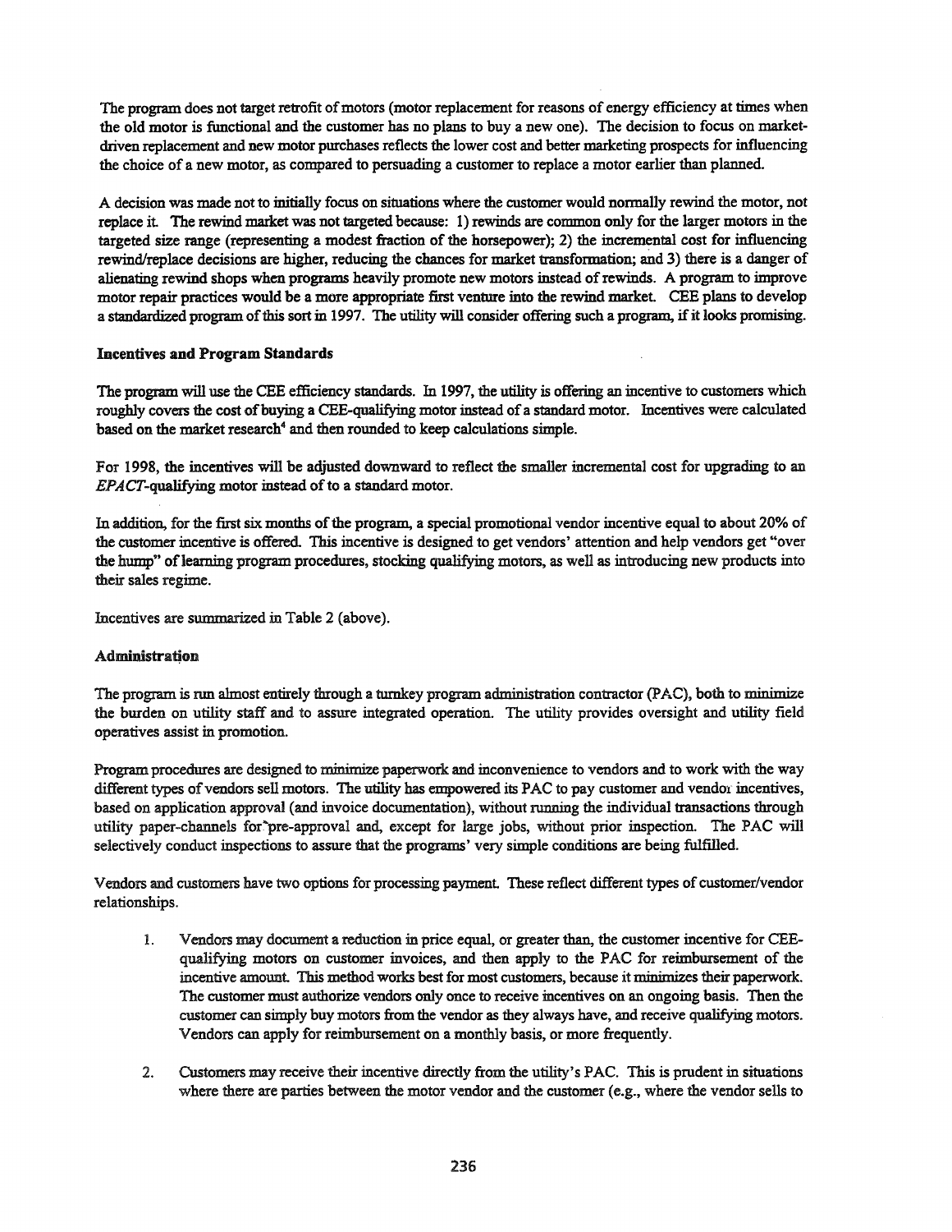The program does not target retrofit of motors (motor replacement for reasons of energy efficiency at times when the old motor is functional and the customer has no plans to buy a new one). The decision to focus on market-driven replacement and new motor purchases reflects the lower cost and better marketing prospects for influencing the choice of a new motor, as compared to persuading a customer to replace a motor earlier than planned.

A decision was made not to initially focus on situations where the customer would normally rewind the motor, not replace it. The rewind market was not targeted because: 1) rewinds are common only for the larger motors in the targeted size range (representing a modest fraction of the horsepower); 2) the incremental cost for influencing rewind/replace decisions are higher, reducing the chances for market transformation; and 3) there is a danger of alienating rewind shops when programs heavily promote new motors instead of rewinds. A program to improve motor repair practices would be a more appropriate first venture into the rewind market. CEE plans to develop a standardized program of this sort in 1997. The utility will consider offering such a program, if it looks promising.

### Incentives and Program Standards

The program will use the CEE efficiency standards. In 1997, the utility is offering an incentive to customers which roughly covers the cost of buying a CEE-qualifying motor instead of a standard motor. Incentives were calculated based on the market research[4] and then rounded to keep calculations simple.

For 1998, the incentives will be adjusted downward to reflect the smaller incremental cost for upgrading to an *EPACT*-qualifying motor instead of to a standard motor.

In addition, for the first six months of the program, a special promotional vendor incentive equal to about 20% of the customer incentive is offered. This incentive is designed to get vendors' attention and help vendors get "over the hump" of learning program procedures, stocking qualifying motors, as well as introducing new products into their sales regime.

Incentives are summarized in Table 2 (above).

### Administration

The program is run almost entirely through a turnkey program administration contractor (PAC), both to minimize the burden on utility staff and to assure integrated operation. The utility provides oversight and utility field operatives assist in promotion.

Program procedures are designed to minimize paperwork and inconvenience to vendors and to work with the way different types of vendors sell motors. The utility has empowered its PAC to pay customer and vendor incentives, based on application approval (and invoice documentation), without running the individual transactions through utility paper-channels for pre-approval and, except for large jobs, without prior inspection. The PAC will selectively conduct inspections to assure that the programs' very simple conditions are being fulfilled.

Vendors and customers have two options for processing payment. These reflect different types of customer/vendor relationships.

1. Vendors may document a reduction in price equal, or greater than, the customer incentive for CEE-qualifying motors on customer invoices, and then apply to the PAC for reimbursement of the incentive amount. This method works best for most customers, because it minimizes their paperwork. The customer must authorize vendors only once to receive incentives on an ongoing basis. Then the customer can simply buy motors from the vendor as they always have, and receive qualifying motors. Vendors can apply for reimbursement on a monthly basis, or more frequently.

2. Customers may receive their incentive directly from the utility's PAC. This is prudent in situations where there are parties between the motor vendor and the customer (e.g., where the vendor sells to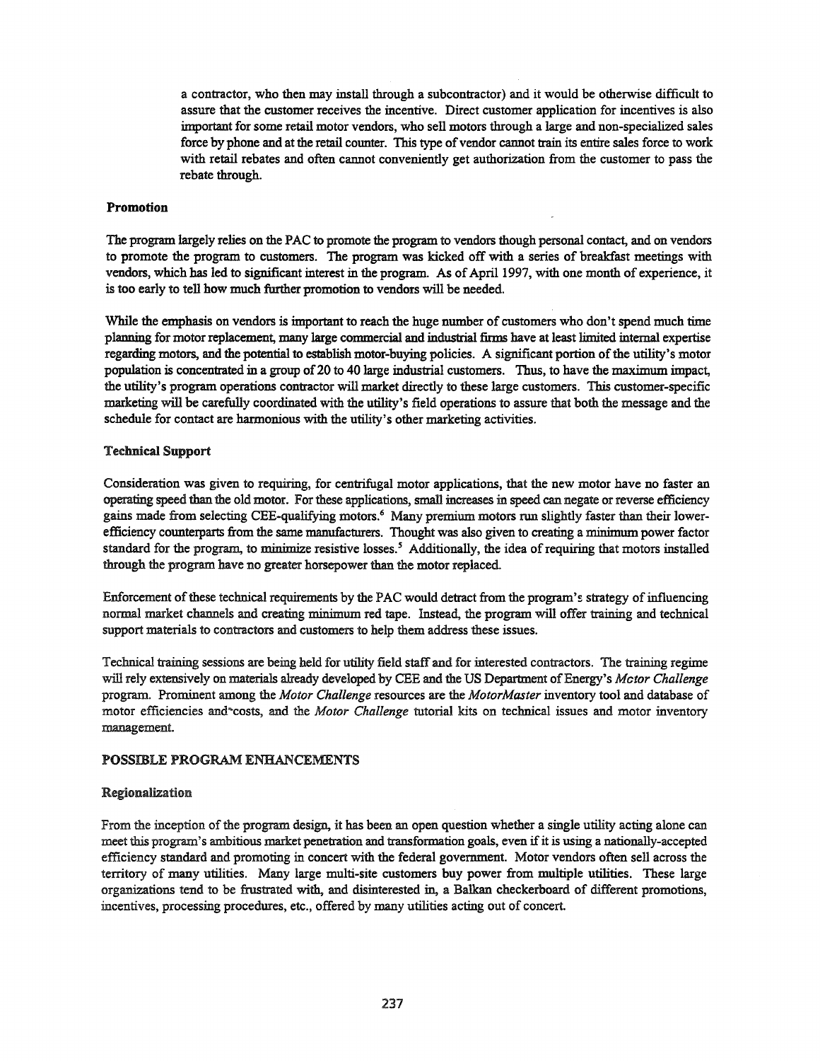a contractor, who then may install through a subcontractor) and it would be otherwise difficult to assure that the customer receives the incentive. Direct customer application for incentives is also important for some retail motor vendors, who sell motors through a large and non-specialized sales force by phone and at the retail counter. This type of vendor cannot train its entire sales force to work with retail rebates and often cannot conveniently get authorization from the customer to pass the rebate through.

### Promotion

The program largely relies on the PAC to promote the program to vendors though personal contact, and on vendors to promote the program to customers. The program was kicked off with a series of breakfast meetings with vendors, which has led to significant interest in the program. As of April 1997, with one month of experience, it is too early to tell how much further promotion to vendors will be needed.

While the emphasis on vendors is important to reach the huge number of customers who don't spend much time planning for motor replacement, many large commercial and industrial firms have at least limited internal expertise regarding motors, and the potential to establish motor-buying policies. A significant portion of the utility's motor population is concentrated in a group of 20 to 40 large industrial customers. Thus, to have the maximum impact, the utility's program operations contractor will market directly to these large customers. This customer-specific marketing will be carefully coordinated with the utility's field operations to assure that both the message and the schedule for contact are harmonious with the utility's other marketing activities.

### Technical Support

Consideration was given to requiring, for centrifugal motor applications, that the new motor have no faster an operating speed than the old motor. For these applications, small increases in speed can negate or reverse efficiency gains made from selecting CEE-qualifying motors.[6] Many premium motors run slightly faster than their lower-efficiency counterparts from the same manufacturers. Thought was also given to creating a minimum power factor standard for the program, to minimize resistive losses.[5] Additionally, the idea of requiring that motors installed through the program have no greater horsepower than the motor replaced.

Enforcement of these technical requirements by the PAC would detract from the program's strategy of influencing normal market channels and creating minimum red tape. Instead, the program will offer training and technical support materials to contractors and customers to help them address these issues.

Technical training sessions are being held for utility field staff and for interested contractors. The training regime will rely extensively on materials already developed by CEE and the US Department of Energy's *Motor Challenge* program. Prominent among the *Motor Challenge* resources are the *MotorMaster* inventory tool and database of motor efficiencies and costs, and the *Motor Challenge* tutorial kits on technical issues and motor inventory management.

## POSSIBLE PROGRAM ENHANCEMENTS

### Regionalization

From the inception of the program design, it has been an open question whether a single utility acting alone can meet this program's ambitious market penetration and transformation goals, even if it is using a nationally-accepted efficiency standard and promoting in concert with the federal government. Motor vendors often sell across the territory of many utilities. Many large multi-site customers buy power from multiple utilities. These large organizations tend to be frustrated with, and disinterested in, a Balkan checkerboard of different promotions, incentives, processing procedures, etc., offered by many utilities acting out of concert.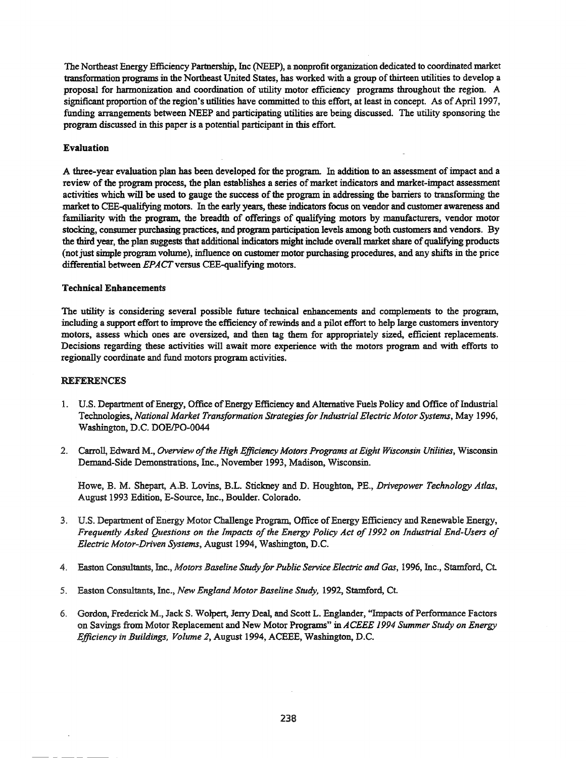The Northeast Energy Efficiency Partnership, Inc (NEEP), a nonprofit organization dedicated to coordinated market transformation programs in the Northeast United States, has worked with a group of thirteen utilities to develop a proposal for harmonization and coordination of utility motor efficiency programs throughout the region. A significant proportion of the region's utilities have committed to this effort, at least in concept. As of April 1997, funding arrangements between NEEP and participating utilities are being discussed. The utility sponsoring the program discussed in this paper is a potential participant in this effort.

### Evaluation

A three-year evaluation plan has been developed for the program. In addition to an assessment of impact and a review of the program process, the plan establishes a series of market indicators and market-impact assessment activities which will be used to gauge the success of the program in addressing the barriers to transforming the market to CEE-qualifying motors. In the early years, these indicators focus on vendor and customer awareness and familiarity with the program, the breadth of offerings of qualifying motors by manufacturers, vendor motor stocking, consumer purchasing practices, and program participation levels among both customers and vendors. By the third year, the plan suggests that additional indicators might include overall market share of qualifying products (not just simple program volume), influence on customer motor purchasing procedures, and any shifts in the price differential between *EPACT* versus CEE-qualifying motors.

### Technical Enhancements

The utility is considering several possible future technical enhancements and complements to the program, including a support effort to improve the efficiency of rewinds and a pilot effort to help large customers inventory motors, assess which ones are oversized, and then tag them for appropriately sized, efficient replacements. Decisions regarding these activities will await more experience with the motors program and with efforts to regionally coordinate and fund motors program activities.

## REFERENCES

1. U.S. Department of Energy, Office of Energy Efficiency and Alternative Fuels Policy and Office of Industrial Technologies, *National Market Transformation Strategies for Industrial Electric Motor Systems*, May 1996, Washington, D.C. DOE/PO-0044

2. Carroll, Edward M., *Overview of the High Efficiency Motors Programs at Eight Wisconsin Utilities*, Wisconsin Demand-Side Demonstrations, Inc., November 1993, Madison, Wisconsin.

   Howe, B. M. Shepart, A.B. Lovins, B.L. Stickney and D. Houghton, PE., *Drivepower Technology Atlas*, August 1993 Edition, E-Source, Inc., Boulder. Colorado.

3. U.S. Department of Energy Motor Challenge Program, Office of Energy Efficiency and Renewable Energy, *Frequently Asked Questions on the Impacts of the Energy Policy Act of 1992 on Industrial End-Users of Electric Motor-Driven Systems*, August 1994, Washington, D.C.

4. Easton Consultants, Inc., *Motors Baseline Study for Public Service Electric and Gas*, 1996, Inc., Stamford, Ct.

5. Easton Consultants, Inc., *New England Motor Baseline Study*, 1992, Stamford, Ct.

6. Gordon, Frederick M., Jack S. Wolpert, Jerry Deal, and Scott L. Englander, "Impacts of Performance Factors on Savings from Motor Replacement and New Motor Programs" in *ACEEE 1994 Summer Study on Energy Efficiency in Buildings, Volume 2*, August 1994, ACEEE, Washington, D.C.